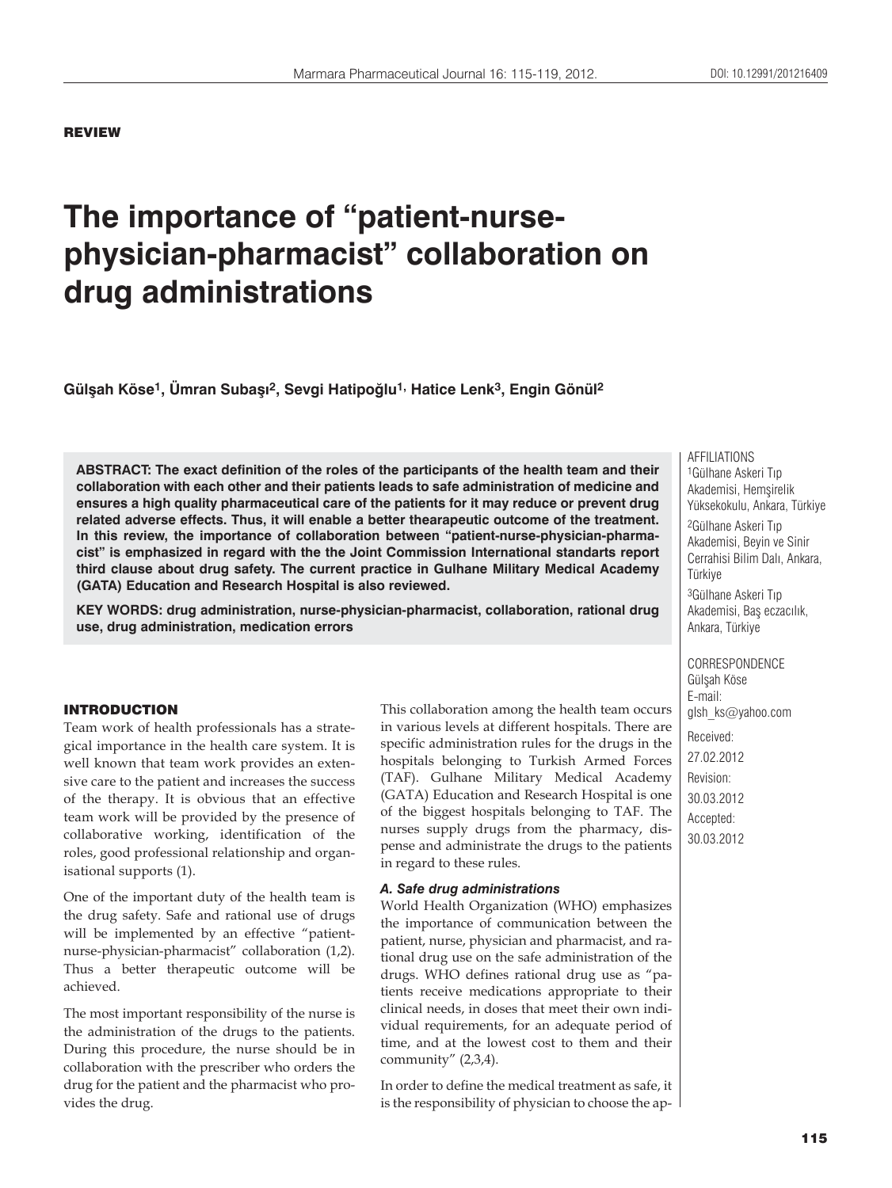REVIEW

# The importance of "patient-nurse-physician-pharmacist" collaboration on drug administrations

**Gülşah Köse[1], Ümran Subaşı[2], Sevgi Hatipoğlu[1], Hatice Lenk[3], Engin Gönül[2]**

**ABSTRACT: The exact definition of the roles of the participants of the health team and their collaboration with each other and their patients leads to safe administration of medicine and ensures a high quality pharmaceutical care of the patients for it may reduce or prevent drug related adverse effects. Thus, it will enable a better thearapeutic outcome of the treatment. In this review, the importance of collaboration between "patient-nurse-physician-pharmacist" is emphasized in regard with the the Joint Commission International standarts report third clause about drug safety. The current practice in Gulhane Military Medical Academy (GATA) Education and Research Hospital is also reviewed.**

**KEY WORDS: drug administration, nurse-physician-pharmacist, collaboration, rational drug use, drug administration, medication errors**

AFFILIATIONS
[1]Gülhane Askeri Tıp Akademisi, Hemşirelik Yüksekokulu, Ankara, Türkiye
[2]Gülhane Askeri Tıp Akademisi, Beyin ve Sinir Cerrahisi Bilim Dalı, Ankara, Türkiye
[3]Gülhane Askeri Tıp Akademisi, Baş eczacılık, Ankara, Türkiye

CORRESPONDENCE
Gülşah Köse
E-mail:
glsh_ks@yahoo.com

Received:
27.02.2012
Revision:
30.03.2012
Accepted:
30.03.2012

## INTRODUCTION

Team work of health professionals has a strategical importance in the health care system. It is well known that team work provides an extensive care to the patient and increases the success of the therapy. It is obvious that an effective team work will be provided by the presence of collaborative working, identification of the roles, good professional relationship and organisational supports (1).

One of the important duty of the health team is the drug safety. Safe and rational use of drugs will be implemented by an effective "patient-nurse-physician-pharmacist" collaboration (1,2). Thus a better therapeutic outcome will be achieved.

The most important responsibility of the nurse is the administration of the drugs to the patients. During this procedure, the nurse should be in collaboration with the prescriber who orders the drug for the patient and the pharmacist who provides the drug.

This collaboration among the health team occurs in various levels at different hospitals. There are specific administration rules for the drugs in the hospitals belonging to Turkish Armed Forces (TAF). Gulhane Military Medical Academy (GATA) Education and Research Hospital is one of the biggest hospitals belonging to TAF. The nurses supply drugs from the pharmacy, dispense and administrate the drugs to the patients in regard to these rules.

### *A. Safe drug administrations*

World Health Organization (WHO) emphasizes the importance of communication between the patient, nurse, physician and pharmacist, and rational drug use on the safe administration of the drugs. WHO defines rational drug use as "patients receive medications appropriate to their clinical needs, in doses that meet their own individual requirements, for an adequate period of time, and at the lowest cost to them and their community" (2,3,4).

In order to define the medical treatment as safe, it is the responsibility of physician to choose the ap-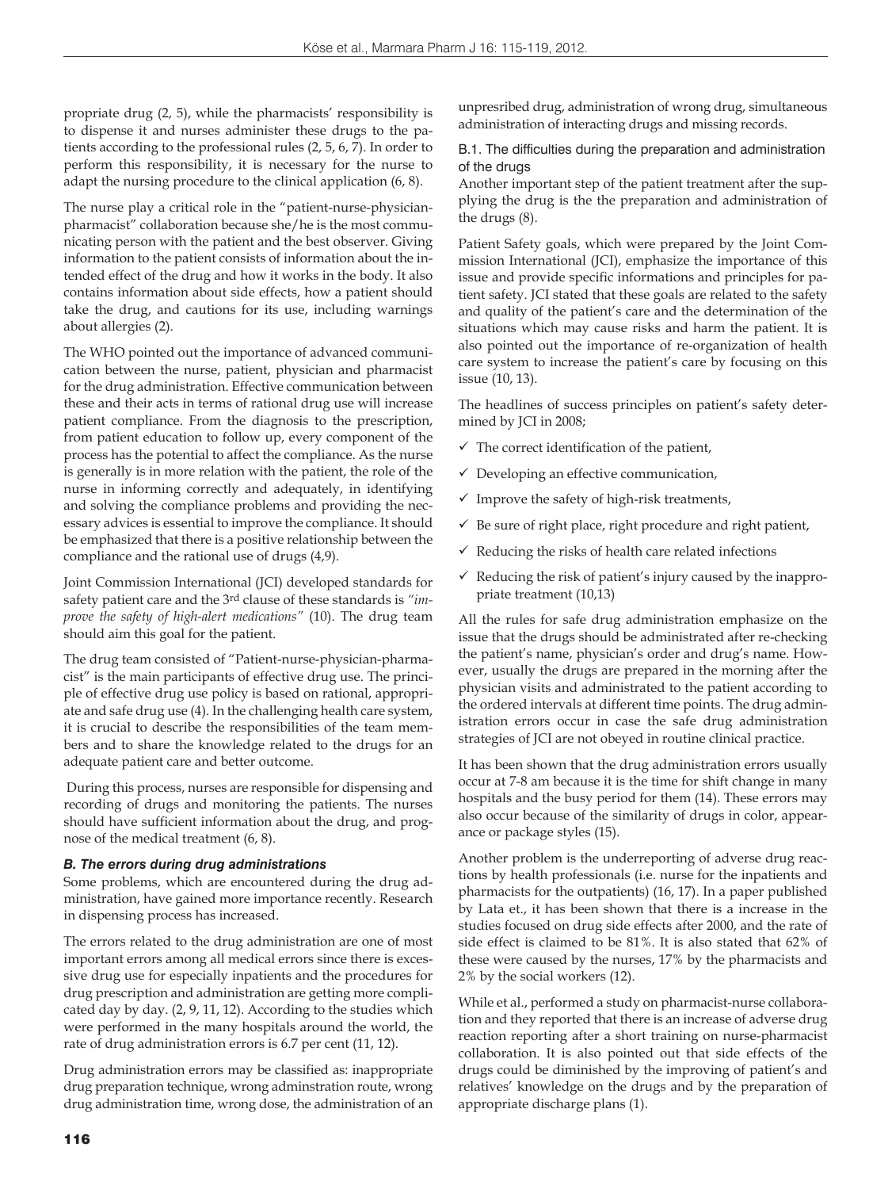propriate drug (2, 5), while the pharmacists' responsibility is to dispense it and nurses administer these drugs to the patients according to the professional rules (2, 5, 6, 7). In order to perform this responsibility, it is necessary for the nurse to adapt the nursing procedure to the clinical application (6, 8).

The nurse play a critical role in the "patient-nurse-physician-pharmacist" collaboration because she/he is the most communicating person with the patient and the best observer. Giving information to the patient consists of information about the intended effect of the drug and how it works in the body. It also contains information about side effects, how a patient should take the drug, and cautions for its use, including warnings about allergies (2).

The WHO pointed out the importance of advanced communication between the nurse, patient, physician and pharmacist for the drug administration. Effective communication between these and their acts in terms of rational drug use will increase patient compliance. From the diagnosis to the prescription, from patient education to follow up, every component of the process has the potential to affect the compliance. As the nurse is generally is in more relation with the patient, the role of the nurse in informing correctly and adequately, in identifying and solving the compliance problems and providing the necessary advices is essential to improve the compliance. It should be emphasized that there is a positive relationship between the compliance and the rational use of drugs (4,9).

Joint Commission International (JCI) developed standards for safety patient care and the 3rd clause of these standards is *"improve the safety of high-alert medications"* (10). The drug team should aim this goal for the patient.

The drug team consisted of "Patient-nurse-physician-pharmacist" is the main participants of effective drug use. The principle of effective drug use policy is based on rational, appropriate and safe drug use (4). In the challenging health care system, it is crucial to describe the responsibilities of the team members and to share the knowledge related to the drugs for an adequate patient care and better outcome.

During this process, nurses are responsible for dispensing and recording of drugs and monitoring the patients. The nurses should have sufficient information about the drug, and prognose of the medical treatment (6, 8).

### *B. The errors during drug administrations*

Some problems, which are encountered during the drug administration, have gained more importance recently. Research in dispensing process has increased.

The errors related to the drug administration are one of most important errors among all medical errors since there is excessive drug use for especially inpatients and the procedures for drug prescription and administration are getting more complicated day by day. (2, 9, 11, 12). According to the studies which were performed in the many hospitals around the world, the rate of drug administration errors is 6.7 per cent (11, 12).

Drug administration errors may be classified as: inappropriate drug preparation technique, wrong adminstration route, wrong drug administration time, wrong dose, the administration of an unpresribed drug, administration of wrong drug, simultaneous administration of interacting drugs and missing records.

#### B.1. The difficulties during the preparation and administration of the drugs

Another important step of the patient treatment after the supplying the drug is the the preparation and administration of the drugs (8).

Patient Safety goals, which were prepared by the Joint Commission International (JCI), emphasize the importance of this issue and provide specific informations and principles for patient safety. JCI stated that these goals are related to the safety and quality of the patient's care and the determination of the situations which may cause risks and harm the patient. It is also pointed out the importance of re-organization of health care system to increase the patient's care by focusing on this issue (10, 13).

The headlines of success principles on patient's safety determined by JCI in 2008;

- ✓ The correct identification of the patient,
- ✓ Developing an effective communication,
- ✓ Improve the safety of high-risk treatments,
- ✓ Be sure of right place, right procedure and right patient,
- ✓ Reducing the risks of health care related infections
- ✓ Reducing the risk of patient's injury caused by the inappropriate treatment (10,13)

All the rules for safe drug administration emphasize on the issue that the drugs should be administrated after re-checking the patient's name, physician's order and drug's name. However, usually the drugs are prepared in the morning after the physician visits and administrated to the patient according to the ordered intervals at different time points. The drug administration errors occur in case the safe drug administration strategies of JCI are not obeyed in routine clinical practice.

It has been shown that the drug administration errors usually occur at 7-8 am because it is the time for shift change in many hospitals and the busy period for them (14). These errors may also occur because of the similarity of drugs in color, appearance or package styles (15).

Another problem is the underreporting of adverse drug reactions by health professionals (i.e. nurse for the inpatients and pharmacists for the outpatients) (16, 17). In a paper published by Lata et., it has been shown that there is a increase in the studies focused on drug side effects after 2000, and the rate of side effect is claimed to be 81%. It is also stated that 62% of these were caused by the nurses, 17% by the pharmacists and 2% by the social workers (12).

While et al., performed a study on pharmacist-nurse collaboration and they reported that there is an increase of adverse drug reaction reporting after a short training on nurse-pharmacist collaboration. It is also pointed out that side effects of the drugs could be diminished by the improving of patient's and relatives' knowledge on the drugs and by the preparation of appropriate discharge plans (1).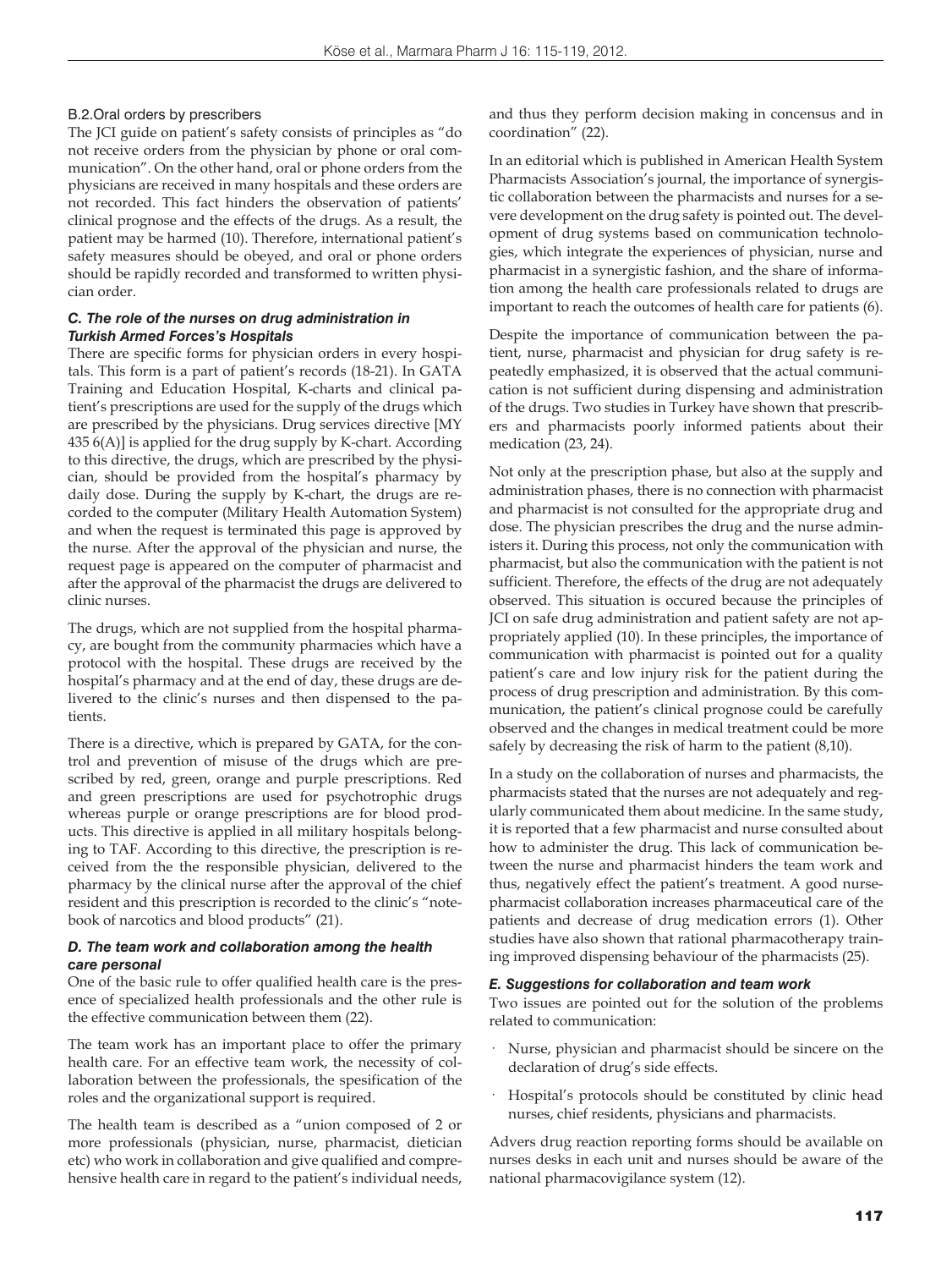#### B.2.Oral orders by prescribers

The JCI guide on patient's safety consists of principles as "do not receive orders from the physician by phone or oral communication". On the other hand, oral or phone orders from the physicians are received in many hospitals and these orders are not recorded. This fact hinders the observation of patients' clinical prognose and the effects of the drugs. As a result, the patient may be harmed (10). Therefore, international patient's safety measures should be obeyed, and oral or phone orders should be rapidly recorded and transformed to written physician order.

### *C. The role of the nurses on drug administration in Turkish Armed Forces's Hospitals*

There are specific forms for physician orders in every hospitals. This form is a part of patient's records (18-21). In GATA Training and Education Hospital, K-charts and clinical patient's prescriptions are used for the supply of the drugs which are prescribed by the physicians. Drug services directive [MY 435 6(A)] is applied for the drug supply by K-chart. According to this directive, the drugs, which are prescribed by the physician, should be provided from the hospital's pharmacy by daily dose. During the supply by K-chart, the drugs are recorded to the computer (Military Health Automation System) and when the request is terminated this page is approved by the nurse. After the approval of the physician and nurse, the request page is appeared on the computer of pharmacist and after the approval of the pharmacist the drugs are delivered to clinic nurses.

The drugs, which are not supplied from the hospital pharmacy, are bought from the community pharmacies which have a protocol with the hospital. These drugs are received by the hospital's pharmacy and at the end of day, these drugs are delivered to the clinic's nurses and then dispensed to the patients.

There is a directive, which is prepared by GATA, for the control and prevention of misuse of the drugs which are prescribed by red, green, orange and purple prescriptions. Red and green prescriptions are used for psychotrophic drugs whereas purple or orange prescriptions are for blood products. This directive is applied in all military hospitals belonging to TAF. According to this directive, the prescription is received from the the responsible physician, delivered to the pharmacy by the clinical nurse after the approval of the chief resident and this prescription is recorded to the clinic's "notebook of narcotics and blood products" (21).

### *D. The team work and collaboration among the health care personal*

One of the basic rule to offer qualified health care is the presence of specialized health professionals and the other rule is the effective communication between them (22).

The team work has an important place to offer the primary health care. For an effective team work, the necessity of collaboration between the professionals, the spesification of the roles and the organizational support is required.

The health team is described as a "union composed of 2 or more professionals (physician, nurse, pharmacist, dietician etc) who work in collaboration and give qualified and comprehensive health care in regard to the patient's individual needs, and thus they perform decision making in concensus and in coordination" (22).

In an editorial which is published in American Health System Pharmacists Association's journal, the importance of synergistic collaboration between the pharmacists and nurses for a severe development on the drug safety is pointed out. The development of drug systems based on communication technologies, which integrate the experiences of physician, nurse and pharmacist in a synergistic fashion, and the share of information among the health care professionals related to drugs are important to reach the outcomes of health care for patients (6).

Despite the importance of communication between the patient, nurse, pharmacist and physician for drug safety is repeatedly emphasized, it is observed that the actual communication is not sufficient during dispensing and administration of the drugs. Two studies in Turkey have shown that prescribers and pharmacists poorly informed patients about their medication (23, 24).

Not only at the prescription phase, but also at the supply and administration phases, there is no connection with pharmacist and pharmacist is not consulted for the appropriate drug and dose. The physician prescribes the drug and the nurse administers it. During this process, not only the communication with pharmacist, but also the communication with the patient is not sufficient. Therefore, the effects of the drug are not adequately observed. This situation is occured because the principles of JCI on safe drug administration and patient safety are not appropriately applied (10). In these principles, the importance of communication with pharmacist is pointed out for a quality patient's care and low injury risk for the patient during the process of drug prescription and administration. By this communication, the patient's clinical prognose could be carefully observed and the changes in medical treatment could be more safely by decreasing the risk of harm to the patient (8,10).

In a study on the collaboration of nurses and pharmacists, the pharmacists stated that the nurses are not adequately and regularly communicated them about medicine. In the same study, it is reported that a few pharmacist and nurse consulted about how to administer the drug. This lack of communication between the nurse and pharmacist hinders the team work and thus, negatively effect the patient's treatment. A good nurse-pharmacist collaboration increases pharmaceutical care of the patients and decrease of drug medication errors (1). Other studies have also shown that rational pharmacotherapy training improved dispensing behaviour of the pharmacists (25).

### *E. Suggestions for collaboration and team work*

Two issues are pointed out for the solution of the problems related to communication:

- Nurse, physician and pharmacist should be sincere on the declaration of drug's side effects.
- Hospital's protocols should be constituted by clinic head nurses, chief residents, physicians and pharmacists.

Advers drug reaction reporting forms should be available on nurses desks in each unit and nurses should be aware of the national pharmacovigilance system (12).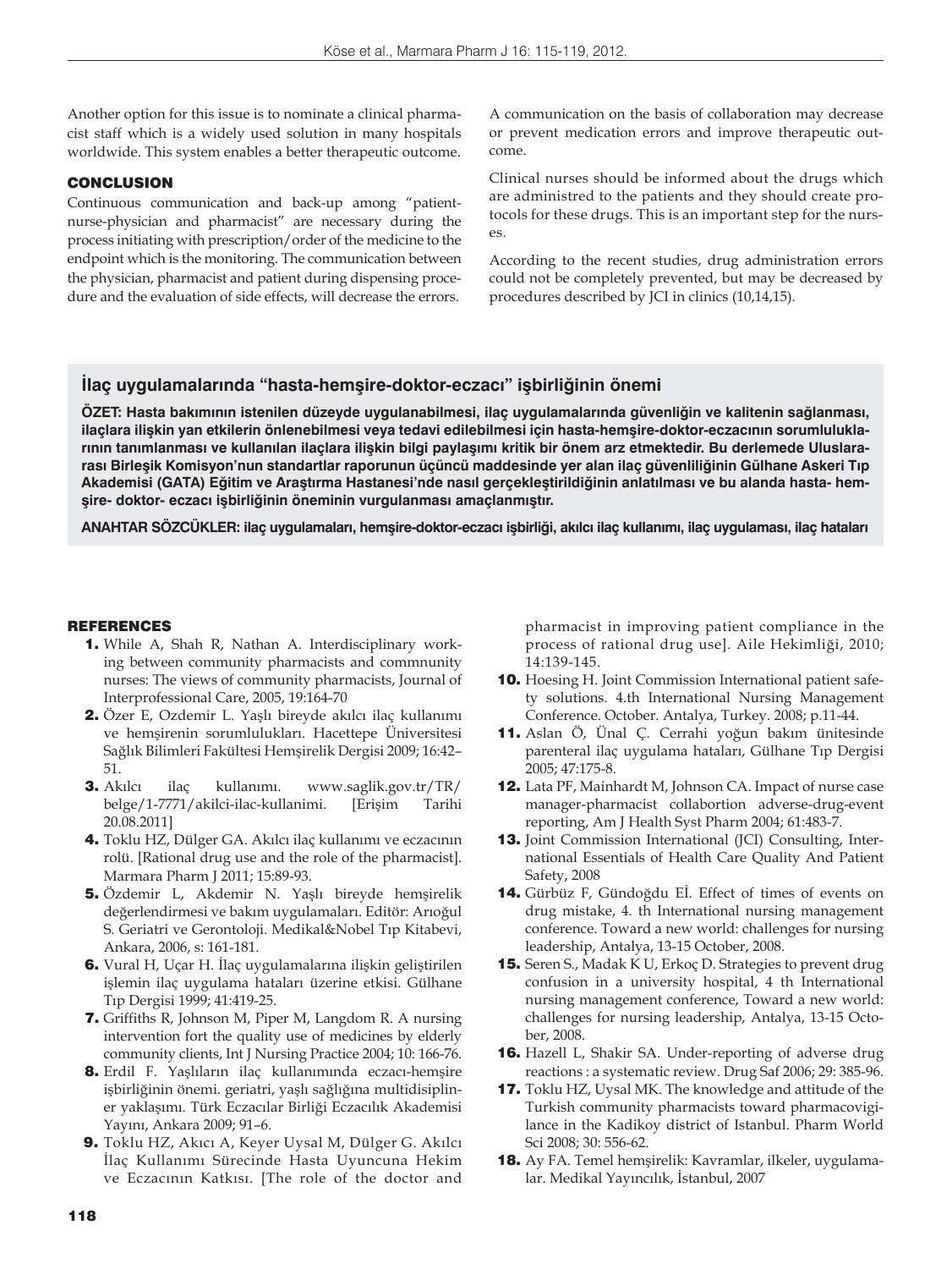Another option for this issue is to nominate a clinical pharmacist staff which is a widely used solution in many hospitals worldwide. This system enables a better therapeutic outcome.

## CONCLUSION

Continuous communication and back-up among "patient-nurse-physician and pharmacist" are necessary during the process initiating with prescription/order of the medicine to the endpoint which is the monitoring. The communication between the physician, pharmacist and patient during dispensing procedure and the evaluation of side effects, will decrease the errors.

A communication on the basis of collaboration may decrease or prevent medication errors and improve therapeutic outcome.

Clinical nurses should be informed about the drugs which are administred to the patients and they should create protocols for these drugs. This is an important step for the nurses.

According to the recent studies, drug administration errors could not be completely prevented, but may be decreased by procedures described by JCI in clinics (10,14,15).

## İlaç uygulamalarında "hasta-hemşire-doktor-eczacı" işbirliğinin önemi

**ÖZET: Hasta bakımının istenilen düzeyde uygulanabilmesi, ilaç uygulamalarında güvenliğin ve kalitenin sağlanması, ilaçlara ilişkin yan etkilerin önlenebilmesi veya tedavi edilebilmesi için hasta-hemşire-doktor-eczacının sorumluluklarının tanımlanması ve kullanılan ilaçlara ilişkin bilgi paylaşımı kritik bir önem arz etmektedir. Bu derlemede Uluslararası Birleşik Komisyon'nun standartlar raporunun üçüncü maddesinde yer alan ilaç güvenliliğinin Gülhane Askeri Tıp Akademisi (GATA) Eğitim ve Araştırma Hastanesi'nde nasıl gerçekleştirildiğinin anlatılması ve bu alanda hasta- hemşire- doktor- eczacı işbirliğinin öneminin vurgulanması amaçlanmıştır.**

**ANAHTAR SÖZCÜKLER: ilaç uygulamaları, hemşire-doktor-eczacı işbirliği, akılcı ilaç kullanımı, ilaç uygulaması, ilaç hataları**

## REFERENCES

1. While A, Shah R, Nathan A. Interdisciplinary working between community pharmacists and commnunity nurses: The views of community pharmacists, Journal of Interprofessional Care, 2005, 19:164-70
2. Özer E, Ozdemir L. Yaşlı bireyde akılcı ilaç kullanımı ve hemşirenin sorumlulukları. Hacettepe Üniversitesi Sağlık Bilimleri Fakültesi Hemşirelik Dergisi 2009; 16:42–51.
3. Akılcı ilaç kullanımı. www.saglik.gov.tr/TR/belge/1-7771/akilci-ilac-kullanimi. [Erişim Tarihi 20.08.2011]
4. Toklu HZ, Dülger GA. Akılcı ilaç kullanımı ve eczacının rolü. [Rational drug use and the role of the pharmacist]. Marmara Pharm J 2011; 15:89-93.
5. Özdemir L, Akdemir N. Yaşlı bireyde hemşirelik değerlendirmesi ve bakım uygulamaları. Editör: Arıoğul S. Geriatri ve Gerontoloji. Medikal&Nobel Tıp Kitabevi, Ankara, 2006, s: 161-181.
6. Vural H, Uçar H. İlaç uygulamalarına ilişkin geliştirilen işlemin ilaç uygulama hataları üzerine etkisi. Gülhane Tıp Dergisi 1999; 41:419-25.
7. Griffiths R, Johnson M, Piper M, Langdom R. A nursing intervention fort the quality use of medicines by elderly community clients, Int J Nursing Practice 2004; 10: 166-76.
8. Erdil F. Yaşlıların ilaç kullanımında eczacı-hemşire işbirliğinin önemi. geriatri, yaşlı sağlığına multidisipliner yaklaşımı. Türk Eczacılar Birliği Eczacılık Akademisi Yayını, Ankara 2009; 91–6.
9. Toklu HZ, Akıcı A, Keyer Uysal M, Dülger G. Akılcı İlaç Kullanımı Sürecinde Hasta Uyuncuna Hekim ve Eczacının Katkısı. [The role of the doctor and pharmacist in improving patient compliance in the process of rational drug use]. Aile Hekimliği, 2010; 14:139-145.
10. Hoesing H. Joint Commission International patient safety solutions. 4.th International Nursing Management Conference. October. Antalya, Turkey. 2008; p.11-44.
11. Aslan Ö, Ünal Ç. Cerrahi yoğun bakım ünitesinde parenteral ilaç uygulama hataları, Gülhane Tıp Dergisi 2005; 47:175-8.
12. Lata PF, Mainhardt M, Johnson CA. Impact of nurse case manager-pharmacist collabortion adverse-drug-event reporting, Am J Health Syst Pharm 2004; 61:483-7.
13. Joint Commission International (JCI) Consulting, International Essentials of Health Care Quality And Patient Safety, 2008
14. Gürbüz F, Gündoğdu Eİ. Effect of times of events on drug mistake, 4. th International nursing management conference. Toward a new world: challenges for nursing leadership, Antalya, 13-15 October, 2008.
15. Seren S., Madak K U, Erkoç D. Strategies to prevent drug confusion in a university hospital, 4 th International nursing management conference, Toward a new world: challenges for nursing leadership, Antalya, 13-15 October, 2008.
16. Hazell L, Shakir SA. Under-reporting of adverse drug reactions : a systematic review. Drug Saf 2006; 29: 385-96.
17. Toklu HZ, Uysal MK. The knowledge and attitude of the Turkish community pharmacists toward pharmacovigilance in the Kadikoy district of Istanbul. Pharm World Sci 2008; 30: 556-62.
18. Ay FA. Temel hemşirelik: Kavramlar, ilkeler, uygulamalar. Medikal Yayıncılık, İstanbul, 2007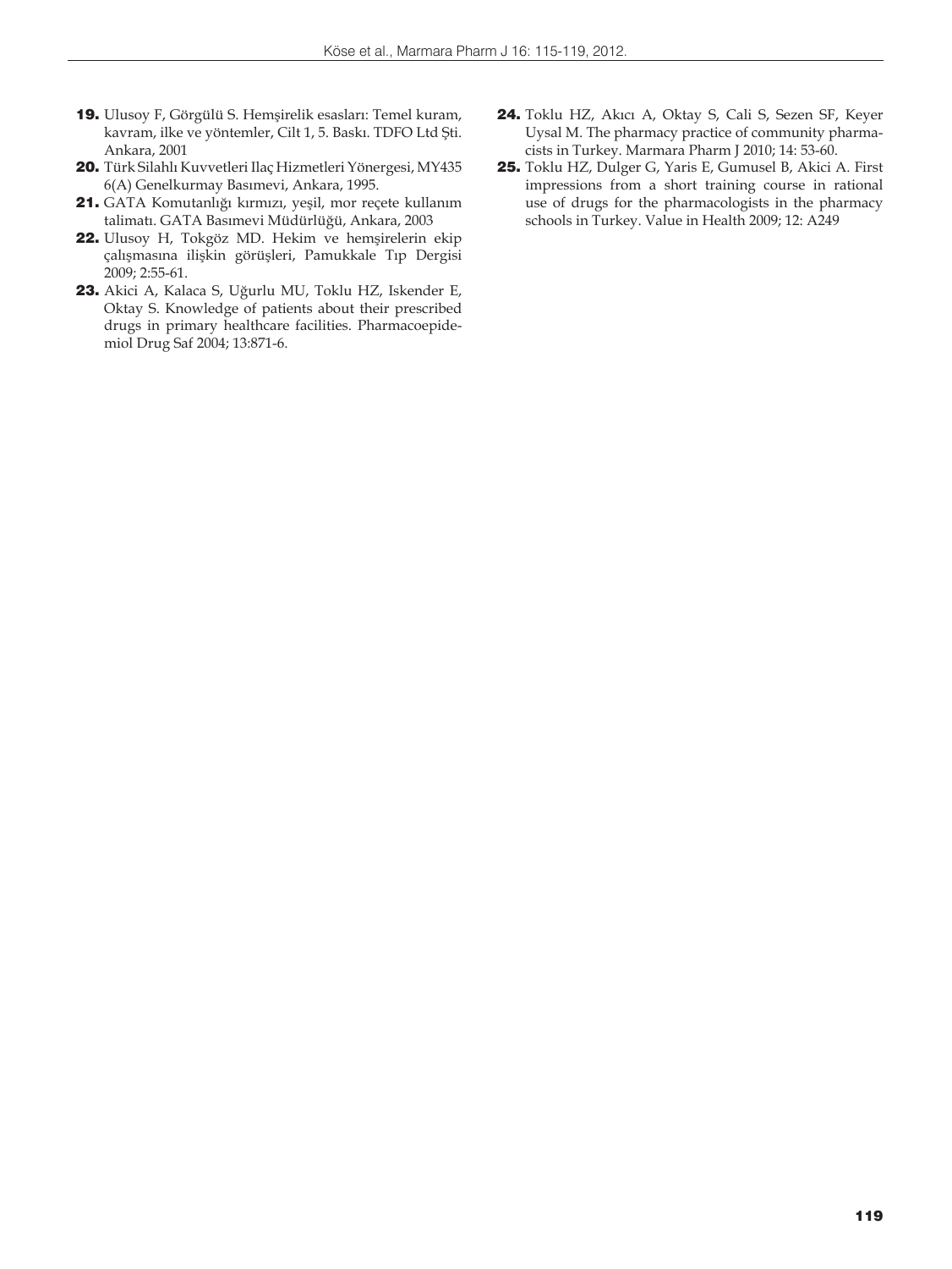19. Ulusoy F, Görgülü S. Hemşirelik esasları: Temel kuram, kavram, ilke ve yöntemler, Cilt 1, 5. Baskı. TDFO Ltd Şti. Ankara, 2001
20. Türk Silahlı Kuvvetleri Ilaç Hizmetleri Yönergesi, MY435 6(A) Genelkurmay Basımevi, Ankara, 1995.
21. GATA Komutanlığı kırmızı, yeşil, mor reçete kullanım talimatı. GATA Basımevi Müdürlüğü, Ankara, 2003
22. Ulusoy H, Tokgöz MD. Hekim ve hemşirelerin ekip çalışmasına ilişkin görüşleri, Pamukkale Tıp Dergisi 2009; 2:55-61.
23. Akici A, Kalaca S, Uğurlu MU, Toklu HZ, Iskender E, Oktay S. Knowledge of patients about their prescribed drugs in primary healthcare facilities. Pharmacoepidemiol Drug Saf 2004; 13:871-6.
24. Toklu HZ, Akıcı A, Oktay S, Cali S, Sezen SF, Keyer Uysal M. The pharmacy practice of community pharmacists in Turkey. Marmara Pharm J 2010; 14: 53-60.
25. Toklu HZ, Dulger G, Yaris E, Gumusel B, Akici A. First impressions from a short training course in rational use of drugs for the pharmacologists in the pharmacy schools in Turkey. Value in Health 2009; 12: A249